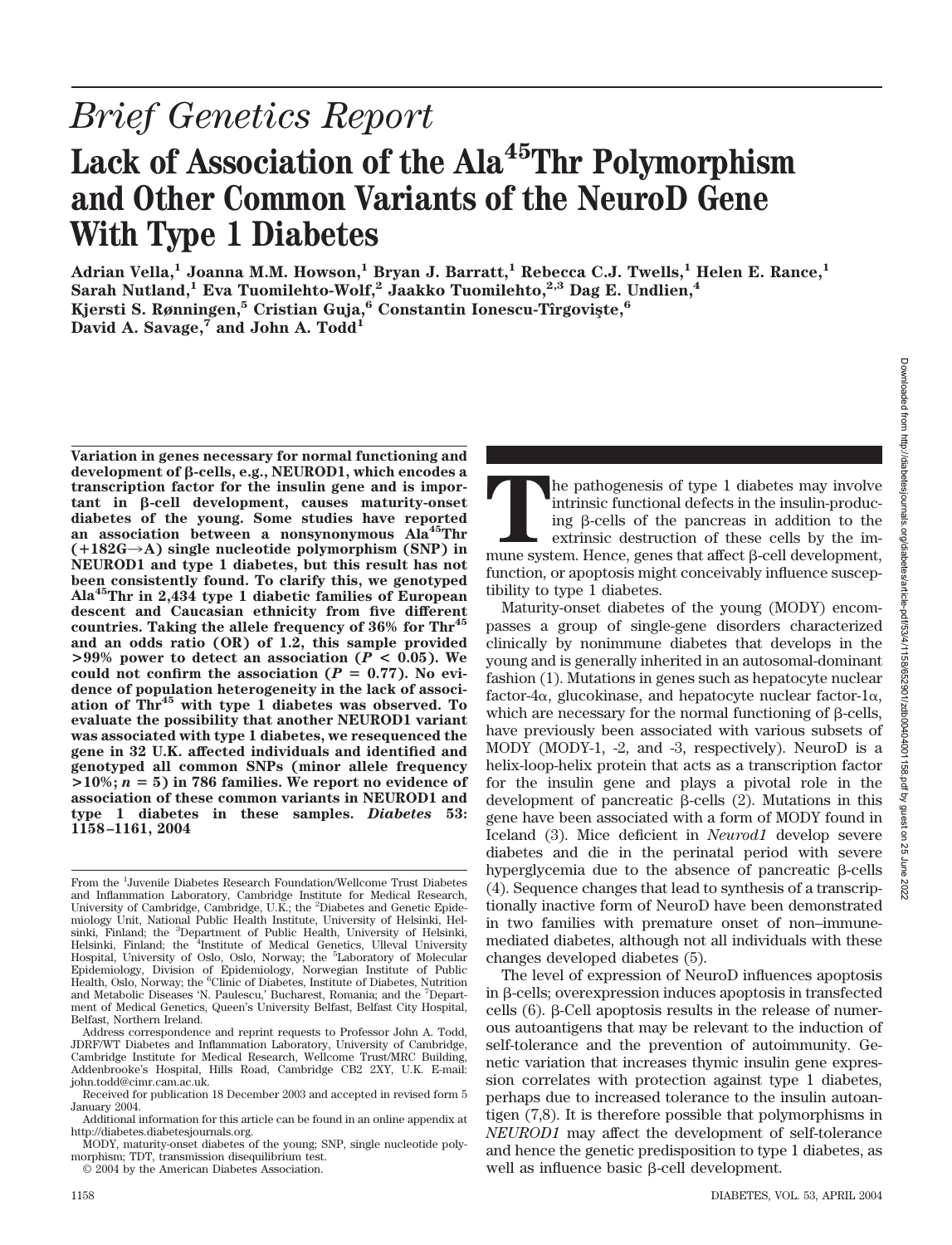*Brief Genetics Report*

# Lack of Association of the Ala[45]Thr Polymorphism and Other Common Variants of the NeuroD Gene With Type 1 Diabetes

**Adrian Vella,[1] Joanna M.M. Howson,[1] Bryan J. Barratt,[1] Rebecca C.J. Twells,[1] Helen E. Rance,[1] Sarah Nutland,[1] Eva Tuomilehto-Wolf,[2] Jaakko Tuomilehto,[2,3] Dag E. Undlien,[4] Kjersti S. Rønningen,[5] Cristian Guja,[6] Constantin Ionescu-Tîrgovişte,[6] David A. Savage,[7] and John A. Todd[1]**

**Variation in genes necessary for normal functioning and development of β-cells, e.g., NEUROD1, which encodes a transcription factor for the insulin gene and is important in β-cell development, causes maturity-onset diabetes of the young. Some studies have reported an association between a nonsynonymous Ala[45]Thr (+182G→A) single nucleotide polymorphism (SNP) in NEUROD1 and type 1 diabetes, but this result has not been consistently found. To clarify this, we genotyped Ala[45]Thr in 2,434 type 1 diabetic families of European descent and Caucasian ethnicity from five different countries. Taking the allele frequency of 36% for Thr[45] and an odds ratio (OR) of 1.2, this sample provided >99% power to detect an association ($P < 0.05$). We could not confirm the association ($P = 0.77$). No evidence of population heterogeneity in the lack of association of Thr[45] with type 1 diabetes was observed. To evaluate the possibility that another NEUROD1 variant was associated with type 1 diabetes, we resequenced the gene in 32 U.K. affected individuals and identified and genotyped all common SNPs (minor allele frequency >10%; $n = 5$) in 786 families. We report no evidence of association of these common variants in NEUROD1 and type 1 diabetes in these samples. *Diabetes* 53: 1158–1161, 2004**

From the [1]Juvenile Diabetes Research Foundation/Wellcome Trust Diabetes and Inflammation Laboratory, Cambridge Institute for Medical Research, University of Cambridge, Cambridge, U.K.; the [2]Diabetes and Genetic Epidemiology Unit, National Public Health Institute, University of Helsinki, Helsinki, Finland; the [3]Department of Public Health, University of Helsinki, Helsinki, Finland; the [4]Institute of Medical Genetics, Ulleval University Hospital, University of Oslo, Oslo, Norway; the [5]Laboratory of Molecular Epidemiology, Division of Epidemiology, Norwegian Institute of Public Health, Oslo, Norway; the [6]Clinic of Diabetes, Institute of Diabetes, Nutrition and Metabolic Diseases 'N. Paulescu,' Bucharest, Romania; and the [7]Department of Medical Genetics, Queen's University Belfast, Belfast City Hospital, Belfast, Northern Ireland.

Address correspondence and reprint requests to Professor John A. Todd, JDRF/WT Diabetes and Inflammation Laboratory, University of Cambridge, Cambridge Institute for Medical Research, Wellcome Trust/MRC Building, Addenbrooke's Hospital, Hills Road, Cambridge CB2 2XY, U.K. E-mail: john.todd@cimr.cam.ac.uk.

Received for publication 18 December 2003 and accepted in revised form 5 January 2004.

Additional information for this article can be found in an online appendix at http://diabetes.diabetesjournals.org.

MODY, maturity-onset diabetes of the young; SNP, single nucleotide polymorphism; TDT, transmission disequilibrium test.

© 2004 by the American Diabetes Association.

The pathogenesis of type 1 diabetes may involve intrinsic functional defects in the insulin-producing β-cells of the pancreas in addition to the extrinsic destruction of these cells by the immune system. Hence, genes that affect β-cell development, function, or apoptosis might conceivably influence susceptibility to type 1 diabetes.

Maturity-onset diabetes of the young (MODY) encompasses a group of single-gene disorders characterized clinically by nonimmune diabetes that develops in the young and is generally inherited in an autosomal-dominant fashion (1). Mutations in genes such as hepatocyte nuclear factor-4α, glucokinase, and hepatocyte nuclear factor-1α, which are necessary for the normal functioning of β-cells, have previously been associated with various subsets of MODY (MODY-1, -2, and -3, respectively). NeuroD is a helix-loop-helix protein that acts as a transcription factor for the insulin gene and plays a pivotal role in the development of pancreatic β-cells (2). Mutations in this gene have been associated with a form of MODY found in Iceland (3). Mice deficient in *Neurod1* develop severe diabetes and die in the perinatal period with severe hyperglycemia due to the absence of pancreatic β-cells (4). Sequence changes that lead to synthesis of a transcriptionally inactive form of NeuroD have been demonstrated in two families with premature onset of non–immune-mediated diabetes, although not all individuals with these changes developed diabetes (5).

The level of expression of NeuroD influences apoptosis in β-cells; overexpression induces apoptosis in transfected cells (6). β-Cell apoptosis results in the release of numerous autoantigens that may be relevant to the induction of self-tolerance and the prevention of autoimmunity. Genetic variation that increases thymic insulin gene expression correlates with protection against type 1 diabetes, perhaps due to increased tolerance to the insulin autoantigen (7,8). It is therefore possible that polymorphisms in *NEUROD1* may affect the development of self-tolerance and hence the genetic predisposition to type 1 diabetes, as well as influence basic β-cell development.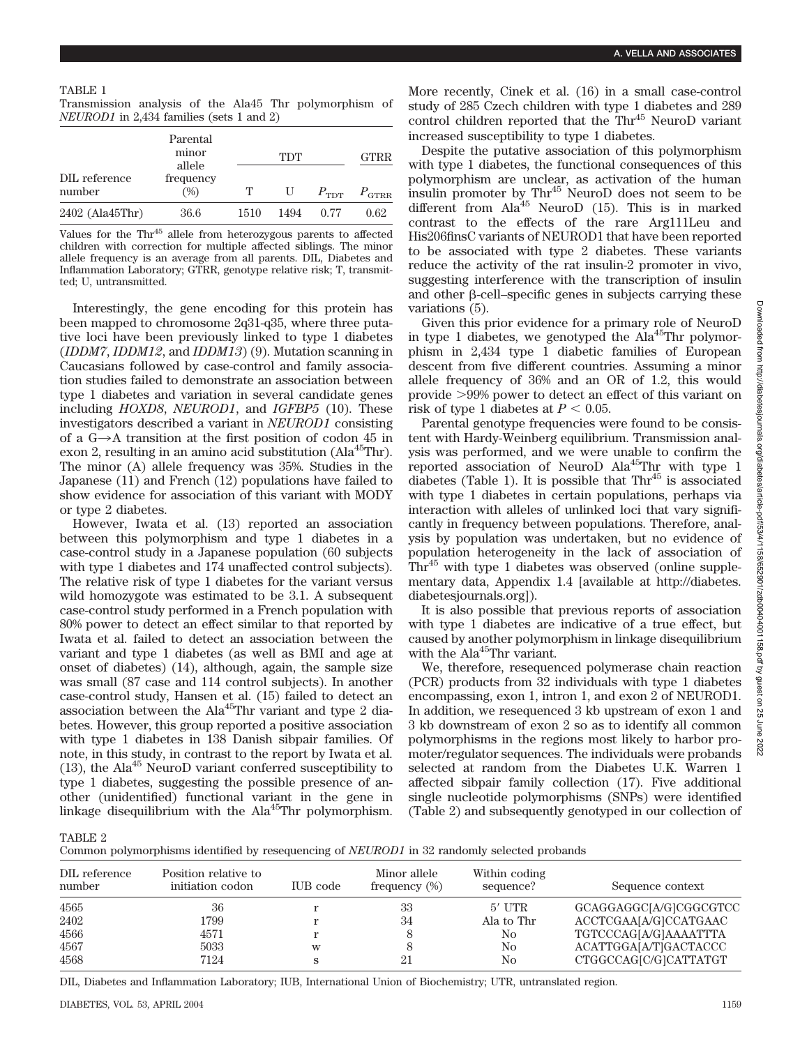TABLE 1
Transmission analysis of the Ala45 Thr polymorphism of *NEUROD1* in 2,434 families (sets 1 and 2)

| DIL reference number | Parental minor allele frequency (%) | TDT | | | GTRR |
|---|---|---|---|---|---|
| | | T | U | $P_{TDT}$ | $P_{GTRR}$ |
| 2402 (Ala45Thr) | 36.6 | 1510 | 1494 | 0.77 | 0.62 |

Values for the $Thr^{45}$ allele from heterozygous parents to affected children with correction for multiple affected siblings. The minor allele frequency is an average from all parents. DIL, Diabetes and Inflammation Laboratory; GTRR, genotype relative risk; T, transmitted; U, untransmitted.

Interestingly, the gene encoding for this protein has been mapped to chromosome 2q31-q35, where three putative loci have been previously linked to type 1 diabetes (*IDDM7*, *IDDM12*, and *IDDM13*) (9). Mutation scanning in Caucasians followed by case-control and family association studies failed to demonstrate an association between type 1 diabetes and variation in several candidate genes including *HOXD8*, *NEUROD1*, and *IGFBP5* (10). These investigators described a variant in *NEUROD1* consisting of a G→A transition at the first position of codon 45 in exon 2, resulting in an amino acid substitution ($Ala^{45}$Thr). The minor (A) allele frequency was 35%. Studies in the Japanese (11) and French (12) populations have failed to show evidence for association of this variant with MODY or type 2 diabetes.

However, Iwata et al. (13) reported an association between this polymorphism and type 1 diabetes in a case-control study in a Japanese population (60 subjects with type 1 diabetes and 174 unaffected control subjects). The relative risk of type 1 diabetes for the variant versus wild homozygote was estimated to be 3.1. A subsequent case-control study performed in a French population with 80% power to detect an effect similar to that reported by Iwata et al. failed to detect an association between the variant and type 1 diabetes (as well as BMI and age at onset of diabetes) (14), although, again, the sample size was small (87 case and 114 control subjects). In another case-control study, Hansen et al. (15) failed to detect an association between the $Ala^{45}$Thr variant and type 2 diabetes. However, this group reported a positive association with type 1 diabetes in 138 Danish sibpair families. Of note, in this study, in contrast to the report by Iwata et al. (13), the $Ala^{45}$ NeuroD variant conferred susceptibility to type 1 diabetes, suggesting the possible presence of another (unidentified) functional variant in the gene in linkage disequilibrium with the $Ala^{45}$Thr polymorphism. More recently, Cinek et al. (16) in a small case-control study of 285 Czech children with type 1 diabetes and 289 control children reported that the $Thr^{45}$ NeuroD variant increased susceptibility to type 1 diabetes.

Despite the putative association of this polymorphism with type 1 diabetes, the functional consequences of this polymorphism are unclear, as activation of the human insulin promoter by $Thr^{45}$ NeuroD does not seem to be different from $Ala^{45}$ NeuroD (15). This is in marked contrast to the effects of the rare Arg111Leu and His206fsinsC variants of NEUROD1 that have been reported to be associated with type 2 diabetes. These variants reduce the activity of the rat insulin-2 promoter in vivo, suggesting interference with the transcription of insulin and other β-cell–specific genes in subjects carrying these variations (5).

Given this prior evidence for a primary role of NeuroD in type 1 diabetes, we genotyped the $Ala^{45}$Thr polymorphism in 2,434 type 1 diabetic families of European descent from five different countries. Assuming a minor allele frequency of 36% and an OR of 1.2, this would provide >99% power to detect an effect of this variant on risk of type 1 diabetes at $P < 0.05$.

Parental genotype frequencies were found to be consistent with Hardy-Weinberg equilibrium. Transmission analysis was performed, and we were unable to confirm the reported association of NeuroD $Ala^{45}$Thr with type 1 diabetes (Table 1). It is possible that $Thr^{45}$ is associated with type 1 diabetes in certain populations, perhaps via interaction with alleles of unlinked loci that vary significantly in frequency between populations. Therefore, analysis by population was undertaken, but no evidence of population heterogeneity in the lack of association of $Thr^{45}$ with type 1 diabetes was observed (online supplementary data, Appendix 1.4 [available at http://diabetes.diabetesjournals.org]).

It is also possible that previous reports of association with type 1 diabetes are indicative of a true effect, but caused by another polymorphism in linkage disequilibrium with the $Ala^{45}$Thr variant.

We, therefore, resequenced polymerase chain reaction (PCR) products from 32 individuals with type 1 diabetes encompassing, exon 1, intron 1, and exon 2 of NEUROD1. In addition, we resequenced 3 kb upstream of exon 1 and 3 kb downstream of exon 2 so as to identify all common polymorphisms in the regions most likely to harbor promoter/regulator sequences. The individuals were probands selected at random from the Diabetes U.K. Warren 1 affected sibpair family collection (17). Five additional single nucleotide polymorphisms (SNPs) were identified (Table 2) and subsequently genotyped in our collection of

TABLE 2
Common polymorphisms identified by resequencing of *NEUROD1* in 32 randomly selected probands

| DIL reference number | Position relative to initiation codon | IUB code | Minor allele frequency (%) | Within coding sequence? | Sequence context |
|---|---|---|---|---|---|
| 4565 | 36 | r | 33 | 5′ UTR | GCAGGAGGC[A/G]CGGCGTCC |
| 2402 | 1799 | r | 34 | Ala to Thr | ACCTCGAA[A/G]CCATGAAC |
| 4566 | 4571 | r | 8 | No | TGTCCCAG[A/G]AAAATTTA |
| 4567 | 5033 | w | 8 | No | ACATTGGA[A/T]GACTACCC |
| 4568 | 7124 | s | 21 | No | CTGGCCAG[C/G]CATTATGT |

DIL, Diabetes and Inflammation Laboratory; IUB, International Union of Biochemistry; UTR, untranslated region.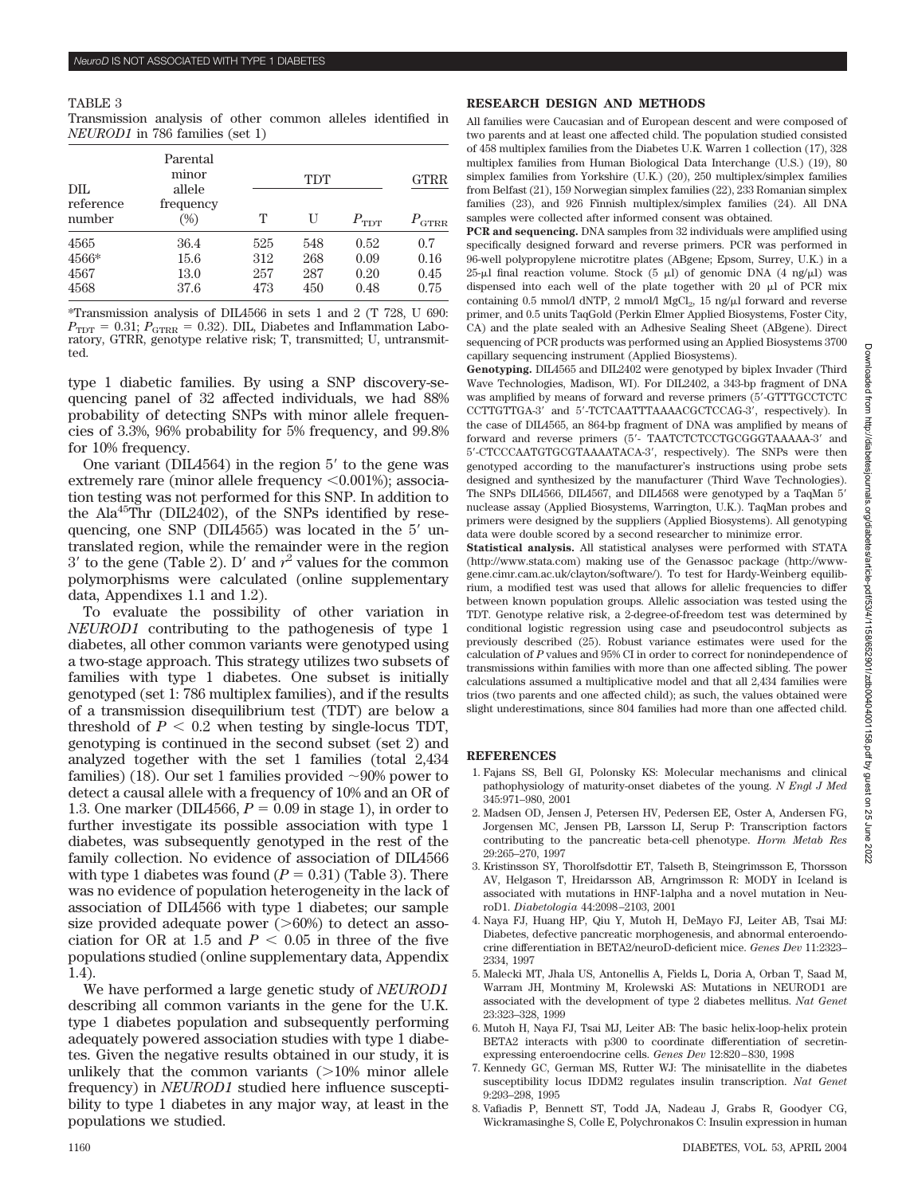TABLE 3

Transmission analysis of other common alleles identified in *NEUROD1* in 786 families (set 1)

| DIL reference number | Parental minor allele frequency (%) | TDT | | | GTRR |
|---|---|---|---|---|---|
| | | T | U | $P_{TDT}$ | $P_{GTRR}$ |
| 4565 | 36.4 | 525 | 548 | 0.52 | 0.7 |
| 4566* | 15.6 | 312 | 268 | 0.09 | 0.16 |
| 4567 | 13.0 | 257 | 287 | 0.20 | 0.45 |
| 4568 | 37.6 | 473 | 450 | 0.48 | 0.75 |

*Transmission analysis of DIL4566 in sets 1 and 2 (T 728, U 690: $P_{TDT}$ = 0.31; $P_{GTRR}$ = 0.32). DIL, Diabetes and Inflammation Laboratory, GTRR, genotype relative risk; T, transmitted; U, untransmitted.

type 1 diabetic families. By using a SNP discovery-sequencing panel of 32 affected individuals, we had 88% probability of detecting SNPs with minor allele frequencies of 3.3%, 96% probability for 5% frequency, and 99.8% for 10% frequency.

One variant (DIL4564) in the region 5′ to the gene was extremely rare (minor allele frequency <0.001%); association testing was not performed for this SNP. In addition to the Ala[45]Thr (DIL2402), of the SNPs identified by resequencing, one SNP (DIL4565) was located in the 5′ untranslated region, while the remainder were in the region 3′ to the gene (Table 2). D′ and $r^2$ values for the common polymorphisms were calculated (online supplementary data, Appendixes 1.1 and 1.2).

To evaluate the possibility of other variation in *NEUROD1* contributing to the pathogenesis of type 1 diabetes, all other common variants were genotyped using a two-stage approach. This strategy utilizes two subsets of families with type 1 diabetes. One subset is initially genotyped (set 1: 786 multiplex families), and if the results of a transmission disequilibrium test (TDT) are below a threshold of $P < 0.2$ when testing by single-locus TDT, genotyping is continued in the second subset (set 2) and analyzed together with the set 1 families (total 2,434 families) (18). Our set 1 families provided ~90% power to detect a causal allele with a frequency of 10% and an OR of 1.3. One marker (DIL4566, $P = 0.09$ in stage 1), in order to further investigate its possible association with type 1 diabetes, was subsequently genotyped in the rest of the family collection. No evidence of association of DIL4566 with type 1 diabetes was found ($P = 0.31$) (Table 3). There was no evidence of population heterogeneity in the lack of association of DIL4566 with type 1 diabetes; our sample size provided adequate power (>60%) to detect an association for OR at 1.5 and $P < 0.05$ in three of the five populations studied (online supplementary data, Appendix 1.4).

We have performed a large genetic study of *NEUROD1* describing all common variants in the gene for the U.K. type 1 diabetes population and subsequently performing adequately powered association studies with type 1 diabetes. Given the negative results obtained in our study, it is unlikely that the common variants (>10% minor allele frequency) in *NEUROD1* studied here influence susceptibility to type 1 diabetes in any major way, at least in the populations we studied.

## RESEARCH DESIGN AND METHODS

All families were Caucasian and of European descent and were composed of two parents and at least one affected child. The population studied consisted of 458 multiplex families from the Diabetes U.K. Warren 1 collection (17), 328 multiplex families from Human Biological Data Interchange (U.S.) (19), 80 simplex families from Yorkshire (U.K.) (20), 250 multiplex/simplex families from Belfast (21), 159 Norwegian simplex families (22), 233 Romanian simplex families (23), and 926 Finnish multiplex/simplex families (24). All DNA samples were collected after informed consent was obtained.

**PCR and sequencing.** DNA samples from 32 individuals were amplified using specifically designed forward and reverse primers. PCR was performed in 96-well polypropylene microtitre plates (ABgene; Epsom, Surrey, U.K.) in a 25-μl final reaction volume. Stock (5 μl) of genomic DNA (4 ng/μl) was dispensed into each well of the plate together with 20 μl of PCR mix containing 0.5 mmol/l dNTP, 2 mmol/l $MgCl_2$, 15 ng/μl forward and reverse primer, and 0.5 units TaqGold (Perkin Elmer Applied Biosystems, Foster City, CA) and the plate sealed with an Adhesive Sealing Sheet (ABgene). Direct sequencing of PCR products was performed using an Applied Biosystems 3700 capillary sequencing instrument (Applied Biosystems).

**Genotyping.** DIL4565 and DIL2402 were genotyped by biplex Invader (Third Wave Technologies, Madison, WI). For DIL2402, a 343-bp fragment of DNA was amplified by means of forward and reverse primers (5′-GTTTGCCTCTC CCTTGTTGA-3′ and 5′-TCTCAATTTAAAACGCTCCAG-3′, respectively). In the case of DIL4565, an 864-bp fragment of DNA was amplified by means of forward and reverse primers (5′- TAATCTCTCCTGCGGGTAAAAA-3′ and 5′-CTCCCAATGTGCGTAAAATACA-3′, respectively). The SNPs were then genotyped according to the manufacturer's instructions using probe sets designed and synthesized by the manufacturer (Third Wave Technologies). The SNPs DIL4566, DIL4567, and DIL4568 were genotyped by a TaqMan 5′ nuclease assay (Applied Biosystems, Warrington, U.K.). TaqMan probes and primers were designed by the suppliers (Applied Biosystems). All genotyping data were double scored by a second researcher to minimize error.

**Statistical analysis.** All statistical analyses were performed with STATA (http://www.stata.com) making use of the Genassoc package (http://www-gene.cimr.cam.ac.uk/clayton/software/). To test for Hardy-Weinberg equilibrium, a modified test was used that allows for allelic frequencies to differ between known population groups. Allelic association was tested using the TDT. Genotype relative risk, a 2-degree-of-freedom test was determined by conditional logistic regression using case and pseudocontrol subjects as previously described (25). Robust variance estimates were used for the calculation of *P* values and 95% CI in order to correct for nonindependence of transmissions within families with more than one affected sibling. The power calculations assumed a multiplicative model and that all 2,434 families were trios (two parents and one affected child); as such, the values obtained were slight underestimations, since 804 families had more than one affected child.

## REFERENCES

1. Fajans SS, Bell GI, Polonsky KS: Molecular mechanisms and clinical pathophysiology of maturity-onset diabetes of the young. *N Engl J Med* 345:971–980, 2001
2. Madsen OD, Jensen J, Petersen HV, Pedersen EE, Oster A, Andersen FG, Jorgensen MC, Jensen PB, Larsson LI, Serup P: Transcription factors contributing to the pancreatic beta-cell phenotype. *Horm Metab Res* 29:265–270, 1997
3. Kristinsson SY, Thorolfsdottir ET, Talseth B, Steingrimsson E, Thorsson AV, Helgason T, Hreidarsson AB, Arngrimsson R: MODY in Iceland is associated with mutations in HNF-1alpha and a novel mutation in NeuroD1. *Diabetologia* 44:2098–2103, 2001
4. Naya FJ, Huang HP, Qiu Y, Mutoh H, DeMayo FJ, Leiter AB, Tsai MJ: Diabetes, defective pancreatic morphogenesis, and abnormal enteroendocrine differentiation in BETA2/neuroD-deficient mice. *Genes Dev* 11:2323–2334, 1997
5. Malecki MT, Jhala US, Antonellis A, Fields L, Doria A, Orban T, Saad M, Warram JH, Montminy M, Krolewski AS: Mutations in NEUROD1 are associated with the development of type 2 diabetes mellitus. *Nat Genet* 23:323–328, 1999
6. Mutoh H, Naya FJ, Tsai MJ, Leiter AB: The basic helix-loop-helix protein BETA2 interacts with p300 to coordinate differentiation of secretin-expressing enteroendocrine cells. *Genes Dev* 12:820–830, 1998
7. Kennedy GC, German MS, Rutter WJ: The minisatellite in the diabetes susceptibility locus IDDM2 regulates insulin transcription. *Nat Genet* 9:293–298, 1995
8. Vafiadis P, Bennett ST, Todd JA, Nadeau J, Grabs R, Goodyer CG, Wickramasinghe S, Colle E, Polychronakos C: Insulin expression in human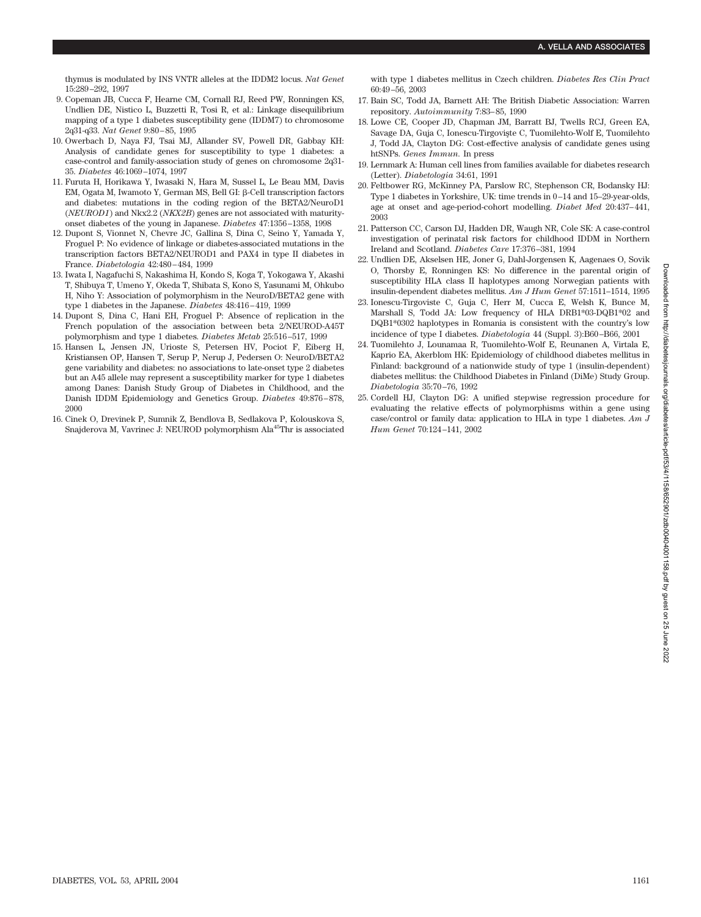thymus is modulated by INS VNTR alleles at the IDDM2 locus. *Nat Genet* 15:289–292, 1997

9. Copeman JB, Cucca F, Hearne CM, Cornall RJ, Reed PW, Ronningen KS, Undlien DE, Nistico L, Buzzetti R, Tosi R, et al.: Linkage disequilibrium mapping of a type 1 diabetes susceptibility gene (IDDM7) to chromosome 2q31-q33. *Nat Genet* 9:80–85, 1995
10. Owerbach D, Naya FJ, Tsai MJ, Allander SV, Powell DR, Gabbay KH: Analysis of candidate genes for susceptibility to type 1 diabetes: a case-control and family-association study of genes on chromosome 2q31-35. *Diabetes* 46:1069–1074, 1997
11. Furuta H, Horikawa Y, Iwasaki N, Hara M, Sussel L, Le Beau MM, Davis EM, Ogata M, Iwamoto Y, German MS, Bell GI: β-Cell transcription factors and diabetes: mutations in the coding region of the BETA2/NeuroD1 (*NEUROD1*) and Nkx2.2 (*NKX2B*) genes are not associated with maturity-onset diabetes of the young in Japanese. *Diabetes* 47:1356–1358, 1998
12. Dupont S, Vionnet N, Chevre JC, Gallina S, Dina C, Seino Y, Yamada Y, Froguel P: No evidence of linkage or diabetes-associated mutations in the transcription factors BETA2/NEUROD1 and PAX4 in type II diabetes in France. *Diabetologia* 42:480–484, 1999
13. Iwata I, Nagafuchi S, Nakashima H, Kondo S, Koga T, Yokogawa Y, Akashi T, Shibuya T, Umeno Y, Okeda T, Shibata S, Kono S, Yasunami M, Ohkubo H, Niho Y: Association of polymorphism in the NeuroD/BETA2 gene with type 1 diabetes in the Japanese. *Diabetes* 48:416–419, 1999
14. Dupont S, Dina C, Hani EH, Froguel P: Absence of replication in the French population of the association between beta 2/NEUROD-A45T polymorphism and type 1 diabetes. *Diabetes Metab* 25:516–517, 1999
15. Hansen L, Jensen JN, Urioste S, Petersen HV, Pociot F, Eiberg H, Kristiansen OP, Hansen T, Serup P, Nerup J, Pedersen O: NeuroD/BETA2 gene variability and diabetes: no associations to late-onset type 2 diabetes but an A45 allele may represent a susceptibility marker for type 1 diabetes among Danes: Danish Study Group of Diabetes in Childhood, and the Danish IDDM Epidemiology and Genetics Group. *Diabetes* 49:876–878, 2000
16. Cinek O, Drevinek P, Sumnik Z, Bendlova B, Sedlakova P, Kolouskova S, Snajderova M, Vavrinec J: NEUROD polymorphism Ala[45]Thr is associated with type 1 diabetes mellitus in Czech children. *Diabetes Res Clin Pract* 60:49–56, 2003
17. Bain SC, Todd JA, Barnett AH: The British Diabetic Association: Warren repository. *Autoimmunity* 7:83–85, 1990
18. Lowe CE, Cooper JD, Chapman JM, Barratt BJ, Twells RCJ, Green EA, Savage DA, Guja C, Ionescu-Tirgoviște C, Tuomilehto-Wolf E, Tuomilehto J, Todd JA, Clayton DG: Cost-effective analysis of candidate genes using htSNPs. *Genes Immun.* In press
19. Lernmark A: Human cell lines from families available for diabetes research (Letter). *Diabetologia* 34:61, 1991
20. Feltbower RG, McKinney PA, Parslow RC, Stephenson CR, Bodansky HJ: Type 1 diabetes in Yorkshire, UK: time trends in 0–14 and 15–29-year-olds, age at onset and age-period-cohort modelling. *Diabet Med* 20:437–441, 2003
21. Patterson CC, Carson DJ, Hadden DR, Waugh NR, Cole SK: A case-control investigation of perinatal risk factors for childhood IDDM in Northern Ireland and Scotland. *Diabetes Care* 17:376–381, 1994
22. Undlien DE, Akselsen HE, Joner G, Dahl-Jorgensen K, Aagenaes O, Sovik O, Thorsby E, Ronningen KS: No difference in the parental origin of susceptibility HLA class II haplotypes among Norwegian patients with insulin-dependent diabetes mellitus. *Am J Hum Genet* 57:1511–1514, 1995
23. Ionescu-Tirgoviste C, Guja C, Herr M, Cucca F, Welsh K, Bunce M, Marshall S, Todd JA: Low frequency of HLA DRB1*03-DQB1*02 and DQB1*0302 haplotypes in Romania is consistent with the country's low incidence of type I diabetes. *Diabetologia* 44 (Suppl. 3):B60–B66, 2001
24. Tuomilehto J, Lounamaa R, Tuomilehto-Wolf E, Reunanen A, Virtala E, Kaprio EA, Akerblom HK: Epidemiology of childhood diabetes mellitus in Finland: background of a nationwide study of type 1 (insulin-dependent) diabetes mellitus: the Childhood Diabetes in Finland (DiMe) Study Group. *Diabetologia* 35:70–76, 1992
25. Cordell HJ, Clayton DG: A unified stepwise regression procedure for evaluating the relative effects of polymorphisms within a gene using case/control or family data: application to HLA in type 1 diabetes. *Am J Hum Genet* 70:124–141, 2002